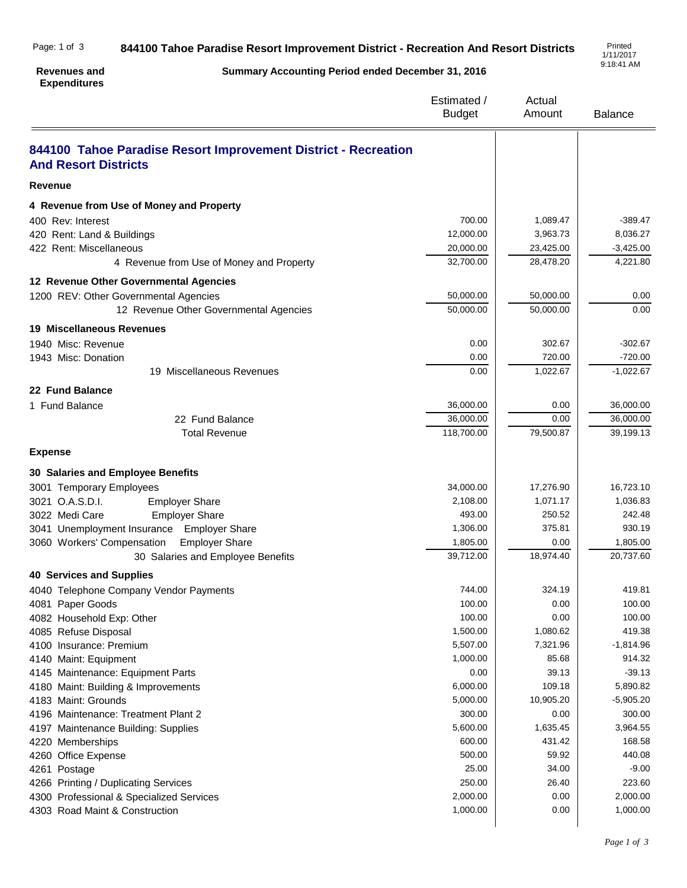# 844100 Tahoe Paradise Resort Improvement District - Recreation And Resort Districts

**Revenues and Expenditures**

**Summary Accounting Period ended December 31, 2016**

Printed 1/11/2017 9:18:41 AM

| | Estimated / Budget | Actual Amount | Balance |
|---|---|---|---|
| **844100 Tahoe Paradise Resort Improvement District - Recreation And Resort Districts** | | | |
| **Revenue** | | | |
| **4 Revenue from Use of Money and Property** | | | |
| 400 Rev: Interest | 700.00 | 1,089.47 | -389.47 |
| 420 Rent: Land & Buildings | 12,000.00 | 3,963.73 | 8,036.27 |
| 422 Rent: Miscellaneous | 20,000.00 | 23,425.00 | -3,425.00 |
| 4 Revenue from Use of Money and Property | 32,700.00 | 28,478.20 | 4,221.80 |
| **12 Revenue Other Governmental Agencies** | | | |
| 1200 REV: Other Governmental Agencies | 50,000.00 | 50,000.00 | 0.00 |
| 12 Revenue Other Governmental Agencies | 50,000.00 | 50,000.00 | 0.00 |
| **19 Miscellaneous Revenues** | | | |
| 1940 Misc: Revenue | 0.00 | 302.67 | -302.67 |
| 1943 Misc: Donation | 0.00 | 720.00 | -720.00 |
| 19 Miscellaneous Revenues | 0.00 | 1,022.67 | -1,022.67 |
| **22 Fund Balance** | | | |
| 1 Fund Balance | 36,000.00 | 0.00 | 36,000.00 |
| 22 Fund Balance | 36,000.00 | 0.00 | 36,000.00 |
| Total Revenue | 118,700.00 | 79,500.87 | 39,199.13 |
| **Expense** | | | |
| **30 Salaries and Employee Benefits** | | | |
| 3001 Temporary Employees | 34,000.00 | 17,276.90 | 16,723.10 |
| 3021 O.A.S.D.I. Employer Share | 2,108.00 | 1,071.17 | 1,036.83 |
| 3022 Medi Care Employer Share | 493.00 | 250.52 | 242.48 |
| 3041 Unemployment Insurance Employer Share | 1,306.00 | 375.81 | 930.19 |
| 3060 Workers' Compensation Employer Share | 1,805.00 | 0.00 | 1,805.00 |
| 30 Salaries and Employee Benefits | 39,712.00 | 18,974.40 | 20,737.60 |
| **40 Services and Supplies** | | | |
| 4040 Telephone Company Vendor Payments | 744.00 | 324.19 | 419.81 |
| 4081 Paper Goods | 100.00 | 0.00 | 100.00 |
| 4082 Household Exp: Other | 100.00 | 0.00 | 100.00 |
| 4085 Refuse Disposal | 1,500.00 | 1,080.62 | 419.38 |
| 4100 Insurance: Premium | 5,507.00 | 7,321.96 | -1,814.96 |
| 4140 Maint: Equipment | 1,000.00 | 85.68 | 914.32 |
| 4145 Maintenance: Equipment Parts | 0.00 | 39.13 | -39.13 |
| 4180 Maint: Building & Improvements | 6,000.00 | 109.18 | 5,890.82 |
| 4183 Maint: Grounds | 5,000.00 | 10,905.20 | -5,905.20 |
| 4196 Maintenance: Treatment Plant 2 | 300.00 | 0.00 | 300.00 |
| 4197 Maintenance Building: Supplies | 5,600.00 | 1,635.45 | 3,964.55 |
| 4220 Memberships | 600.00 | 431.42 | 168.58 |
| 4260 Office Expense | 500.00 | 59.92 | 440.08 |
| 4261 Postage | 25.00 | 34.00 | -9.00 |
| 4266 Printing / Duplicating Services | 250.00 | 26.40 | 223.60 |
| 4300 Professional & Specialized Services | 2,000.00 | 0.00 | 2,000.00 |
| 4303 Road Maint & Construction | 1,000.00 | 0.00 | 1,000.00 |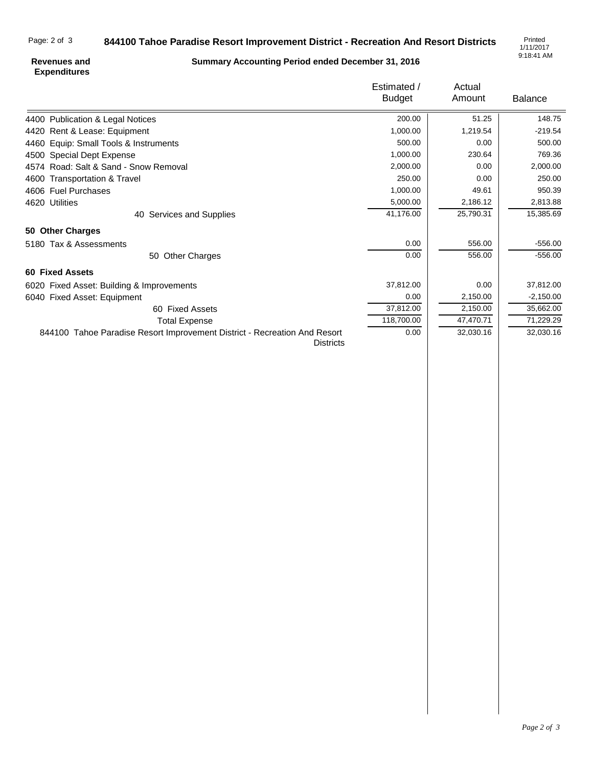# 844100 Tahoe Paradise Resort Improvement District - Recreation And Resort Districts

**Revenues and Expenditures**

**Summary Accounting Period ended December 31, 2016**

Printed 1/11/2017 9:18:41 AM

| | Estimated / Budget | Actual Amount | Balance |
|---|---|---|---|
| 4400 Publication & Legal Notices | 200.00 | 51.25 | 148.75 |
| 4420 Rent & Lease: Equipment | 1,000.00 | 1,219.54 | -219.54 |
| 4460 Equip: Small Tools & Instruments | 500.00 | 0.00 | 500.00 |
| 4500 Special Dept Expense | 1,000.00 | 230.64 | 769.36 |
| 4574 Road: Salt & Sand - Snow Removal | 2,000.00 | 0.00 | 2,000.00 |
| 4600 Transportation & Travel | 250.00 | 0.00 | 250.00 |
| 4606 Fuel Purchases | 1,000.00 | 49.61 | 950.39 |
| 4620 Utilities | 5,000.00 | 2,186.12 | 2,813.88 |
| 40 Services and Supplies | 41,176.00 | 25,790.31 | 15,385.69 |
| **50 Other Charges** | | | |
| 5180 Tax & Assessments | 0.00 | 556.00 | -556.00 |
| 50 Other Charges | 0.00 | 556.00 | -556.00 |
| **60 Fixed Assets** | | | |
| 6020 Fixed Asset: Building & Improvements | 37,812.00 | 0.00 | 37,812.00 |
| 6040 Fixed Asset: Equipment | 0.00 | 2,150.00 | -2,150.00 |
| 60 Fixed Assets | 37,812.00 | 2,150.00 | 35,662.00 |
| Total Expense | 118,700.00 | 47,470.71 | 71,229.29 |
| 844100 Tahoe Paradise Resort Improvement District - Recreation And Resort Districts | 0.00 | 32,030.16 | 32,030.16 |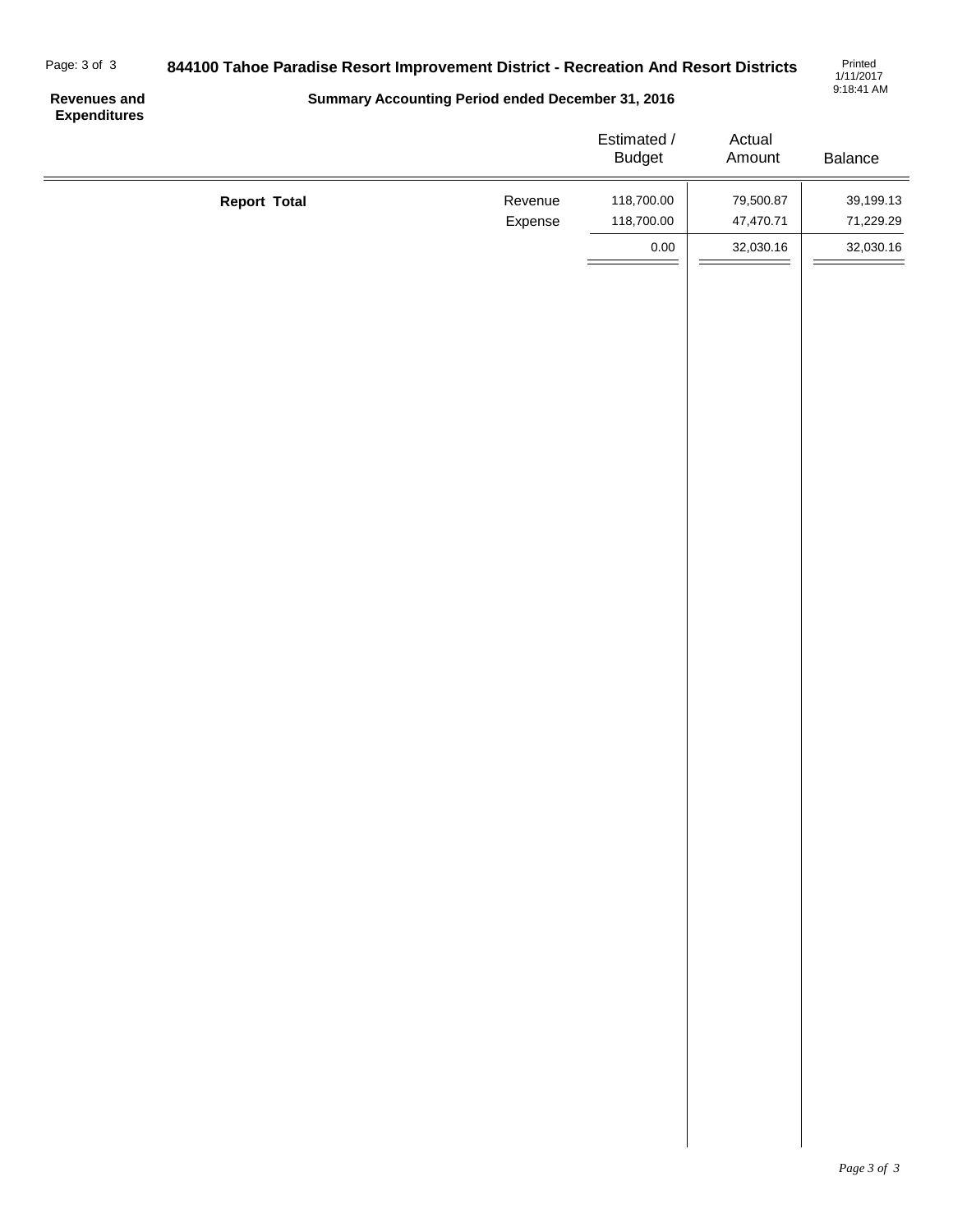# 844100 Tahoe Paradise Resort Improvement District - Recreation And Resort Districts

**Revenues and Expenditures**

**Summary Accounting Period ended December 31, 2016**

| | | Estimated / Budget | Actual Amount | Balance |
|---|---|---|---|---|
| **Report Total** | Revenue | 118,700.00 | 79,500.87 | 39,199.13 |
| | Expense | 118,700.00 | 47,470.71 | 71,229.29 |
| | | 0.00 | 32,030.16 | 32,030.16 |